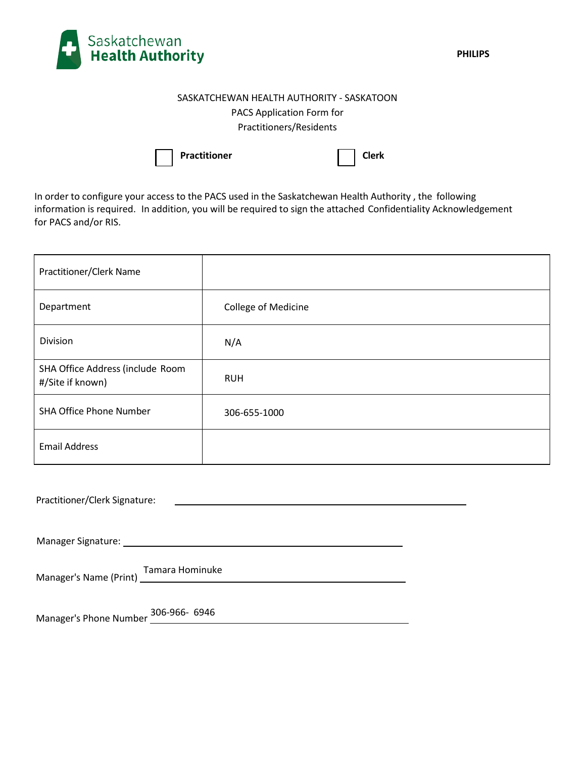Saskatchewan Health Authority

PHILIPS

SASKATCHEWAN HEALTH AUTHORITY - SASKATOON
PACS Application Form for
Practitioners/Residents

☐ **Practitioner** ☐ **Clerk**

In order to configure your access to the PACS used in the Saskatchewan Health Authority , the following information is required. In addition, you will be required to sign the attached Confidentiality Acknowledgement for PACS and/or RIS.

| | |
|---|---|
| Practitioner/Clerk Name | |
| Department | College of Medicine |
| Division | N/A |
| SHA Office Address (include Room #/Site if known) | RUH |
| SHA Office Phone Number | 306-655-1000 |
| Email Address | |

Practitioner/Clerk Signature: ______________________________

Manager Signature: ______________________________

Manager's Name (Print) Tamara Hominuke

Manager's Phone Number 306-966- 6946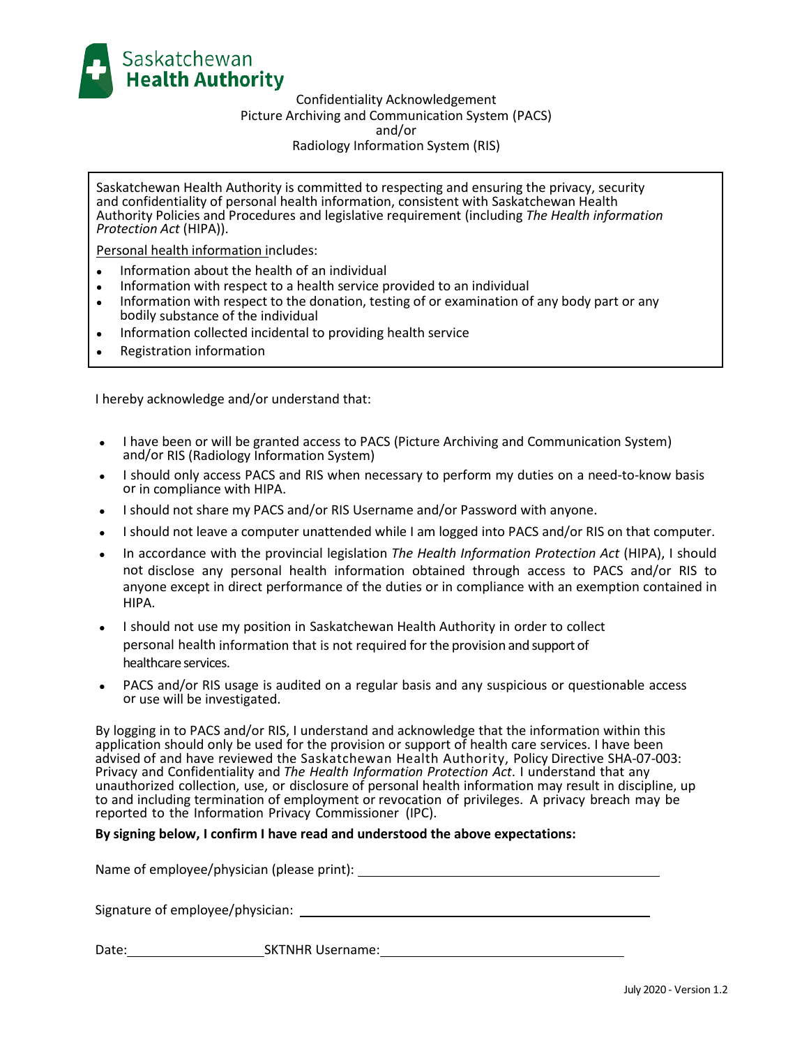Saskatchewan
**Health Authority**

Confidentiality Acknowledgement
Picture Archiving and Communication System (PACS)
and/or
Radiology Information System (RIS)

Saskatchewan Health Authority is committed to respecting and ensuring the privacy, security and confidentiality of personal health information, consistent with Saskatchewan Health Authority Policies and Procedures and legislative requirement (including *The Health information Protection Act* (HIPA)).

Personal health information includes:

- Information about the health of an individual
- Information with respect to a health service provided to an individual
- Information with respect to the donation, testing of or examination of any body part or any bodily substance of the individual
- Information collected incidental to providing health service
- Registration information

I hereby acknowledge and/or understand that:

- I have been or will be granted access to PACS (Picture Archiving and Communication System) and/or RIS (Radiology Information System)
- I should only access PACS and RIS when necessary to perform my duties on a need-to-know basis or in compliance with HIPA.
- I should not share my PACS and/or RIS Username and/or Password with anyone.
- I should not leave a computer unattended while I am logged into PACS and/or RIS on that computer.
- In accordance with the provincial legislation *The Health Information Protection Act* (HIPA), I should not disclose any personal health information obtained through access to PACS and/or RIS to anyone except in direct performance of the duties or in compliance with an exemption contained in HIPA.
- I should not use my position in Saskatchewan Health Authority in order to collect personal health information that is not required for the provision and support of healthcare services.
- PACS and/or RIS usage is audited on a regular basis and any suspicious or questionable access or use will be investigated.

By logging in to PACS and/or RIS, I understand and acknowledge that the information within this application should only be used for the provision or support of health care services. I have been advised of and have reviewed the Saskatchewan Health Authority, Policy Directive SHA-07-003: Privacy and Confidentiality and *The Health Information Protection Act*. I understand that any unauthorized collection, use, or disclosure of personal health information may result in discipline, up to and including termination of employment or revocation of privileges. A privacy breach may be reported to the Information Privacy Commissioner (IPC).

**By signing below, I confirm I have read and understood the above expectations:**

Name of employee/physician (please print): ______________________________

Signature of employee/physician: ______________________________

Date: ____________ SKTNHR Username: ______________________

July 2020 - Version 1.2